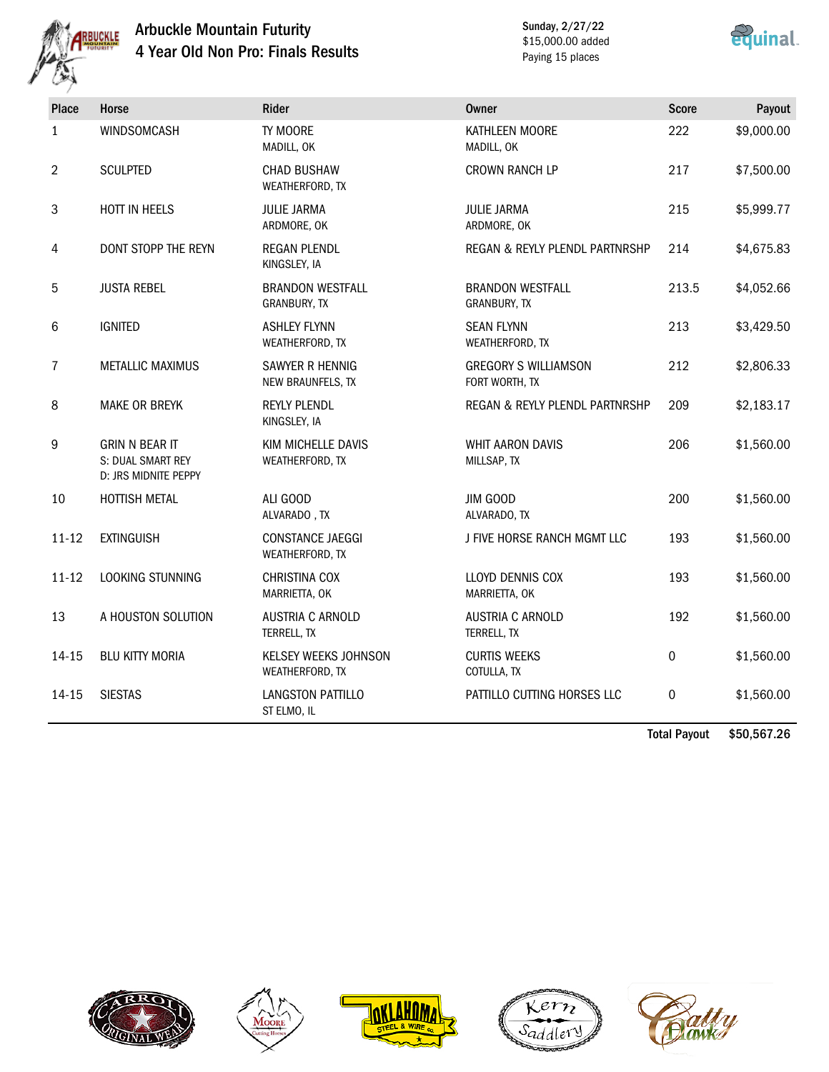# Arbuckle Mountain Futurity

## 4 Year Old Non Pro: Finals Results

Sunday, 2/27/22
$15,000.00 added
Paying 15 places

| Place | Horse | Rider | Owner | Score | Payout |
|---|---|---|---|---|---|
| 1 | WINDSOMCASH | TY MOORE<br>MADILL, OK | KATHLEEN MOORE<br>MADILL, OK | 222 | $9,000.00 |
| 2 | SCULPTED | CHAD BUSHAW<br>WEATHERFORD, TX | CROWN RANCH LP | 217 | $7,500.00 |
| 3 | HOTT IN HEELS | JULIE JARMA<br>ARDMORE, OK | JULIE JARMA<br>ARDMORE, OK | 215 | $5,999.77 |
| 4 | DONT STOPP THE REYN | REGAN PLENDL<br>KINGSLEY, IA | REGAN & REYLY PLENDL PARTNRSHP | 214 | $4,675.83 |
| 5 | JUSTA REBEL | BRANDON WESTFALL<br>GRANBURY, TX | BRANDON WESTFALL<br>GRANBURY, TX | 213.5 | $4,052.66 |
| 6 | IGNITED | ASHLEY FLYNN<br>WEATHERFORD, TX | SEAN FLYNN<br>WEATHERFORD, TX | 213 | $3,429.50 |
| 7 | METALLIC MAXIMUS | SAWYER R HENNIG<br>NEW BRAUNFELS, TX | GREGORY S WILLIAMSON<br>FORT WORTH, TX | 212 | $2,806.33 |
| 8 | MAKE OR BREYK | REYLY PLENDL<br>KINGSLEY, IA | REGAN & REYLY PLENDL PARTNRSHP | 209 | $2,183.17 |
| 9 | GRIN N BEAR IT<br>S: DUAL SMART REY<br>D: JRS MIDNITE PEPPY | KIM MICHELLE DAVIS<br>WEATHERFORD, TX | WHIT AARON DAVIS<br>MILLSAP, TX | 206 | $1,560.00 |
| 10 | HOTTISH METAL | ALI GOOD<br>ALVARADO , TX | JIM GOOD<br>ALVARADO, TX | 200 | $1,560.00 |
| 11-12 | EXTINGUISH | CONSTANCE JAEGGI<br>WEATHERFORD, TX | J FIVE HORSE RANCH MGMT LLC | 193 | $1,560.00 |
| 11-12 | LOOKING STUNNING | CHRISTINA COX<br>MARRIETTA, OK | LLOYD DENNIS COX<br>MARRIETTA, OK | 193 | $1,560.00 |
| 13 | A HOUSTON SOLUTION | AUSTRIA C ARNOLD<br>TERRELL, TX | AUSTRIA C ARNOLD<br>TERRELL, TX | 192 | $1,560.00 |
| 14-15 | BLU KITTY MORIA | KELSEY WEEKS JOHNSON<br>WEATHERFORD, TX | CURTIS WEEKS<br>COTULLA, TX | 0 | $1,560.00 |
| 14-15 | SIESTAS | LANGSTON PATTILLO<br>ST ELMO, IL | PATTILLO CUTTING HORSES LLC | 0 | $1,560.00 |
| | | | | **Total Payout** | **$50,567.26** |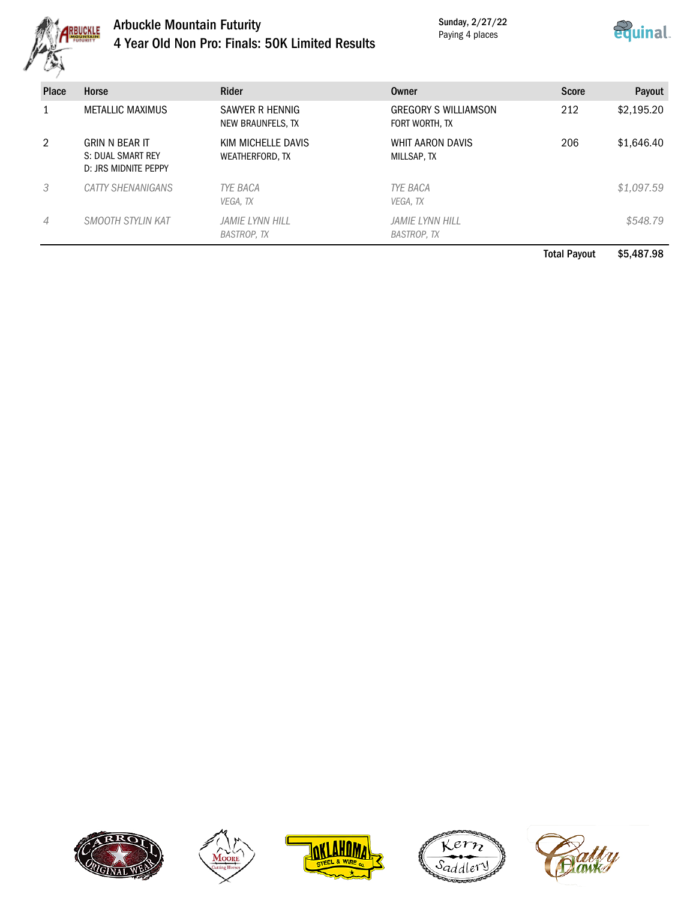# Arbuckle Mountain Futurity
## 4 Year Old Non Pro: Finals: 50K Limited Results

Sunday, 2/27/22
Paying 4 places

| Place | Horse | Rider | Owner | Score | Payout |
|---|---|---|---|---|---|
| 1 | METALLIC MAXIMUS | SAWYER R HENNIG<br>NEW BRAUNFELS, TX | GREGORY S WILLIAMSON<br>FORT WORTH, TX | 212 | $2,195.20 |
| 2 | GRIN N BEAR IT<br>S: DUAL SMART REY<br>D: JRS MIDNITE PEPPY | KIM MICHELLE DAVIS<br>WEATHERFORD, TX | WHIT AARON DAVIS<br>MILLSAP, TX | 206 | $1,646.40 |
| *3* | *CATTY SHENANIGANS* | *TYE BACA*<br>*VEGA, TX* | *TYE BACA*<br>*VEGA, TX* | | *$1,097.59* |
| *4* | *SMOOTH STYLIN KAT* | *JAMIE LYNN HILL*<br>*BASTROP, TX* | *JAMIE LYNN HILL*<br>*BASTROP, TX* | | *$548.79* |
| | | | | **Total Payout** | **$5,487.98** |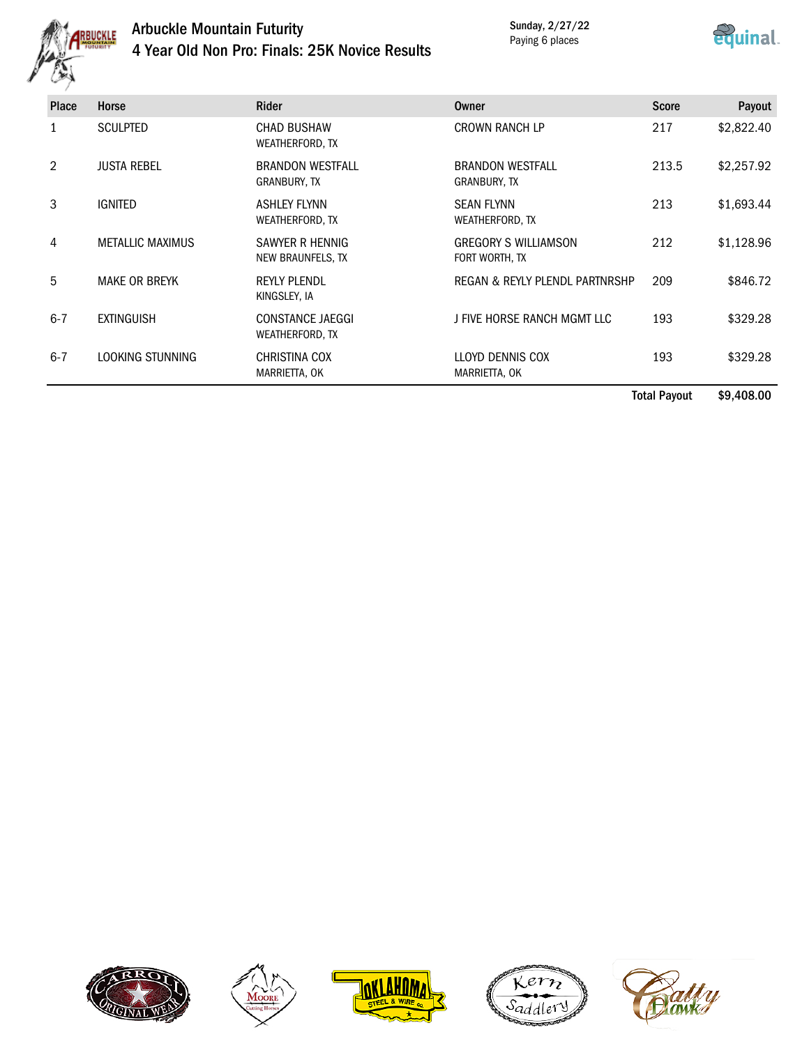# Arbuckle Mountain Futurity

## 4 Year Old Non Pro: Finals: 25K Novice Results

Sunday, 2/27/22
Paying 6 places

| Place | Horse | Rider | Owner | Score | Payout |
|---|---|---|---|---|---|
| 1 | SCULPTED | CHAD BUSHAW<br>WEATHERFORD, TX | CROWN RANCH LP | 217 | $2,822.40 |
| 2 | JUSTA REBEL | BRANDON WESTFALL<br>GRANBURY, TX | BRANDON WESTFALL<br>GRANBURY, TX | 213.5 | $2,257.92 |
| 3 | IGNITED | ASHLEY FLYNN<br>WEATHERFORD, TX | SEAN FLYNN<br>WEATHERFORD, TX | 213 | $1,693.44 |
| 4 | METALLIC MAXIMUS | SAWYER R HENNIG<br>NEW BRAUNFELS, TX | GREGORY S WILLIAMSON<br>FORT WORTH, TX | 212 | $1,128.96 |
| 5 | MAKE OR BREYK | REYLY PLENDL<br>KINGSLEY, IA | REGAN & REYLY PLENDL PARTNRSHP | 209 | $846.72 |
| 6-7 | EXTINGUISH | CONSTANCE JAEGGI<br>WEATHERFORD, TX | J FIVE HORSE RANCH MGMT LLC | 193 | $329.28 |
| 6-7 | LOOKING STUNNING | CHRISTINA COX<br>MARRIETTA, OK | LLOYD DENNIS COX<br>MARRIETTA, OK | 193 | $329.28 |
| | | | | **Total Payout** | **$9,408.00** |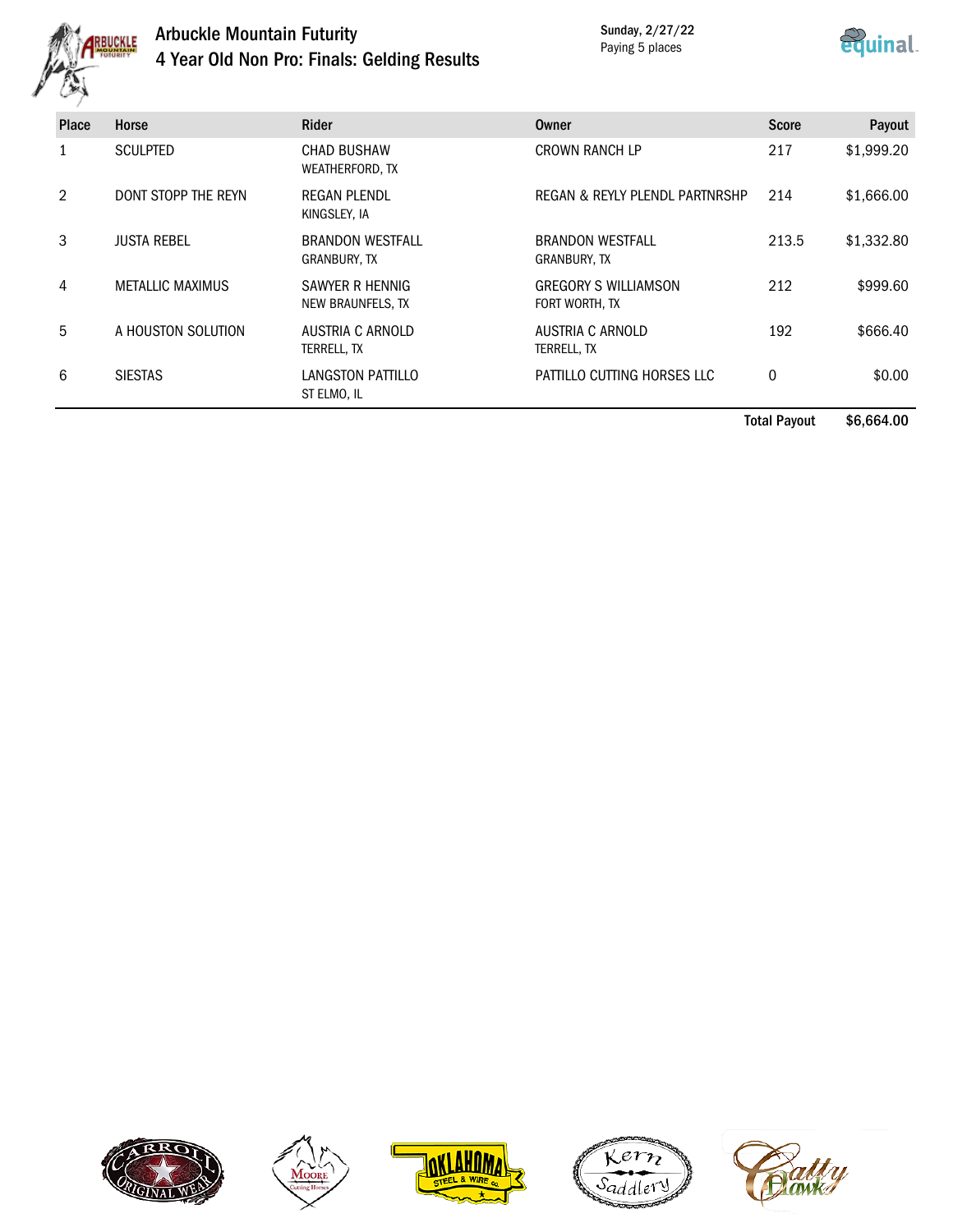# Arbuckle Mountain Futurity

## 4 Year Old Non Pro: Finals: Gelding Results

Sunday, 2/27/22
Paying 5 places

| Place | Horse | Rider | Owner | Score | Payout |
|---|---|---|---|---|---|
| 1 | SCULPTED | CHAD BUSHAW<br>WEATHERFORD, TX | CROWN RANCH LP | 217 | $1,999.20 |
| 2 | DONT STOPP THE REYN | REGAN PLENDL<br>KINGSLEY, IA | REGAN & REYLY PLENDL PARTNRSHP | 214 | $1,666.00 |
| 3 | JUSTA REBEL | BRANDON WESTFALL<br>GRANBURY, TX | BRANDON WESTFALL<br>GRANBURY, TX | 213.5 | $1,332.80 |
| 4 | METALLIC MAXIMUS | SAWYER R HENNIG<br>NEW BRAUNFELS, TX | GREGORY S WILLIAMSON<br>FORT WORTH, TX | 212 | $999.60 |
| 5 | A HOUSTON SOLUTION | AUSTRIA C ARNOLD<br>TERRELL, TX | AUSTRIA C ARNOLD<br>TERRELL, TX | 192 | $666.40 |
| 6 | SIESTAS | LANGSTON PATTILLO<br>ST ELMO, IL | PATTILLO CUTTING HORSES LLC | 0 | $0.00 |
| | | | | **Total Payout** | **$6,664.00** |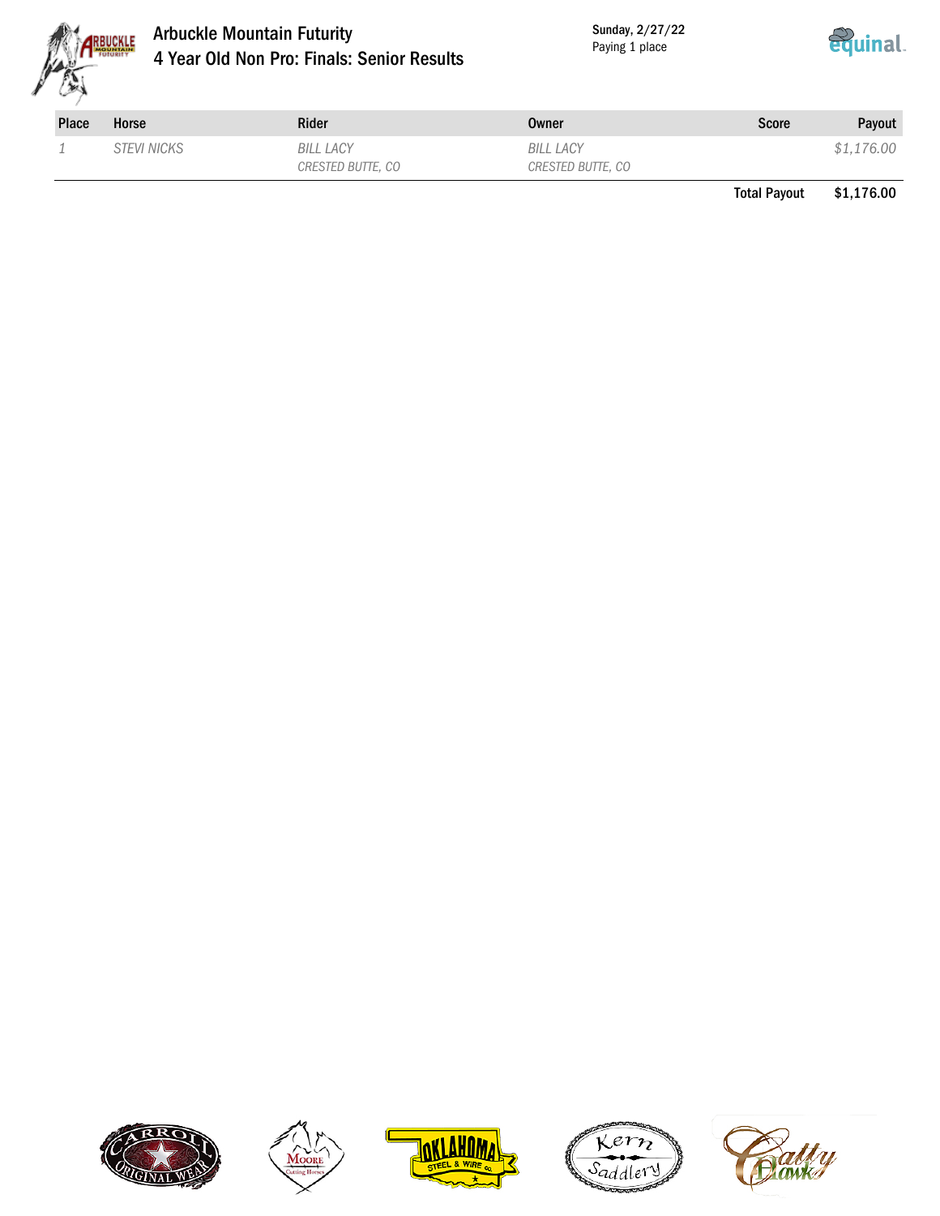# Arbuckle Mountain Futurity

## 4 Year Old Non Pro: Finals: Senior Results

Sunday, 2/27/22
Paying 1 place

| Place | Horse | Rider | Owner | Score | Payout |
|---|---|---|---|---|---|
| *1* | *STEVI NICKS* | *BILL LACY*<br>*CRESTED BUTTE, CO* | *BILL LACY*<br>*CRESTED BUTTE, CO* | | *$1,176.00* |
| | | | | **Total Payout** | **$1,176.00** |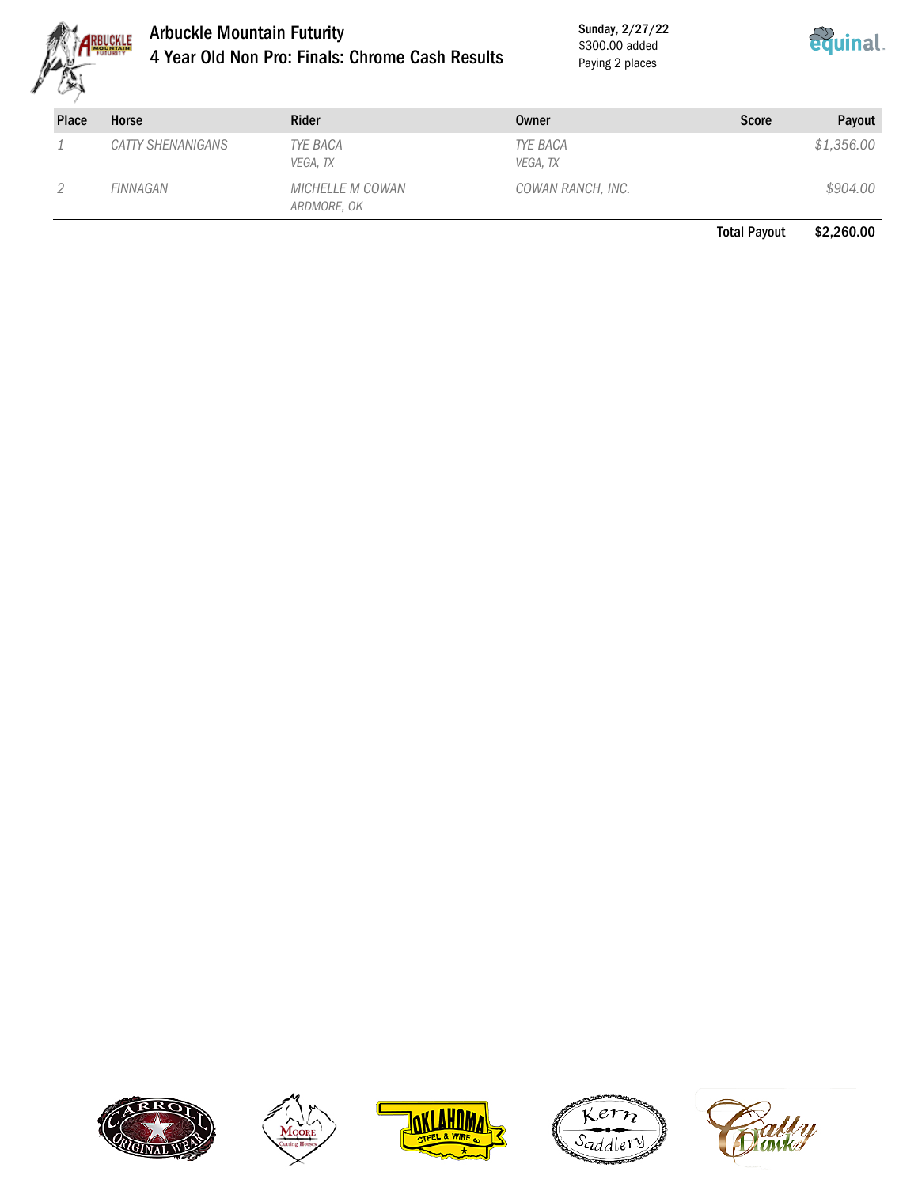# Arbuckle Mountain Futurity
## 4 Year Old Non Pro: Finals: Chrome Cash Results

Sunday, 2/27/22
$300.00 added
Paying 2 places

| Place | Horse | Rider | Owner | Score | Payout |
|---|---|---|---|---|---|
| 1 | CATTY SHENANIGANS | TYE BACA<br>VEGA, TX | TYE BACA<br>VEGA, TX | | $1,356.00 |
| 2 | FINNAGAN | MICHELLE M COWAN<br>ARDMORE, OK | COWAN RANCH, INC. | | $904.00 |
| | | | | **Total Payout** | **$2,260.00** |